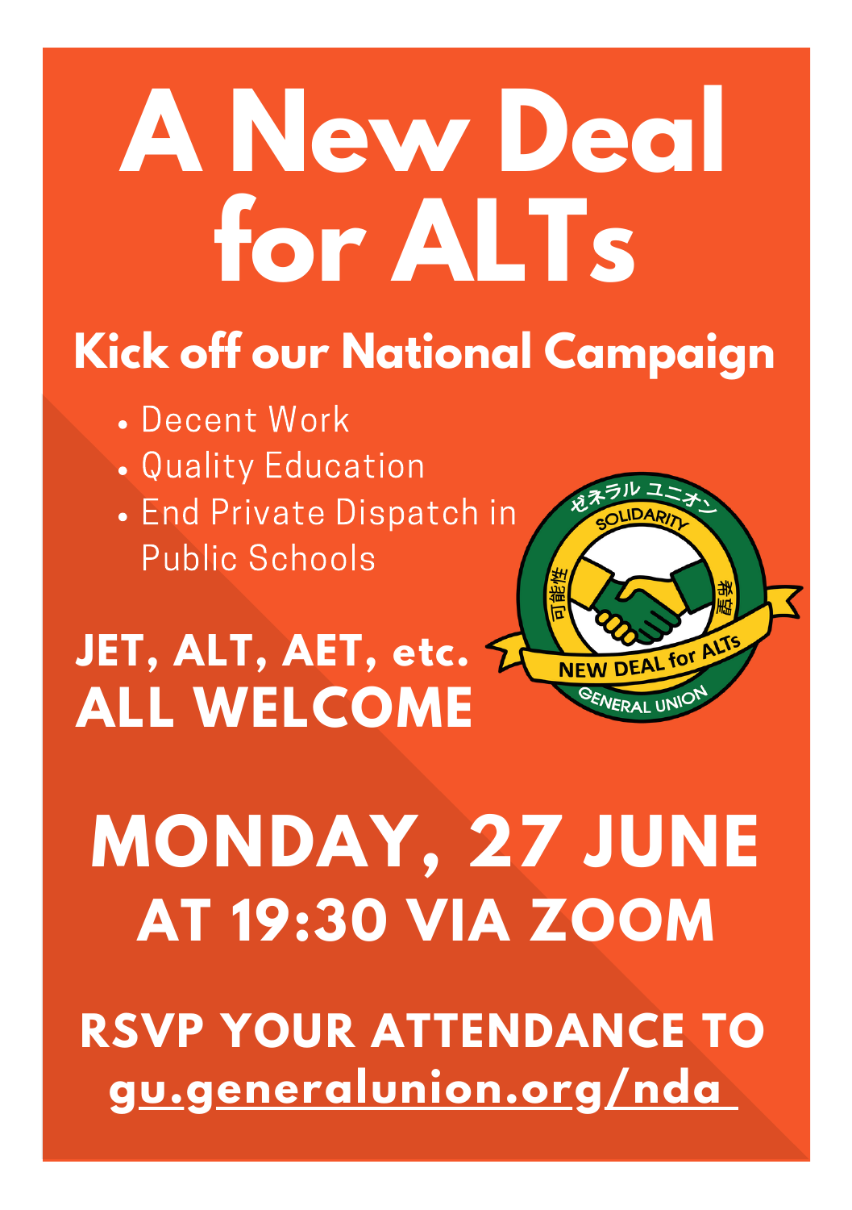# A New Deal for ALTs

## Kick off our National Campaign

- Decent Work
- Quality Education
- End Private Dispatch in Public Schools

**JET, ALT, AET, etc.**
**ALL WELCOME**

ゼネラル ユニオン
SOLIDARITY
可能性
希望
NEW DEAL for ALTs
GENERAL UNION

## MONDAY, 27 JUNE
## AT 19:30 VIA ZOOM

**RSVP YOUR ATTENDANCE TO**
**gu.generalunion.org/nda**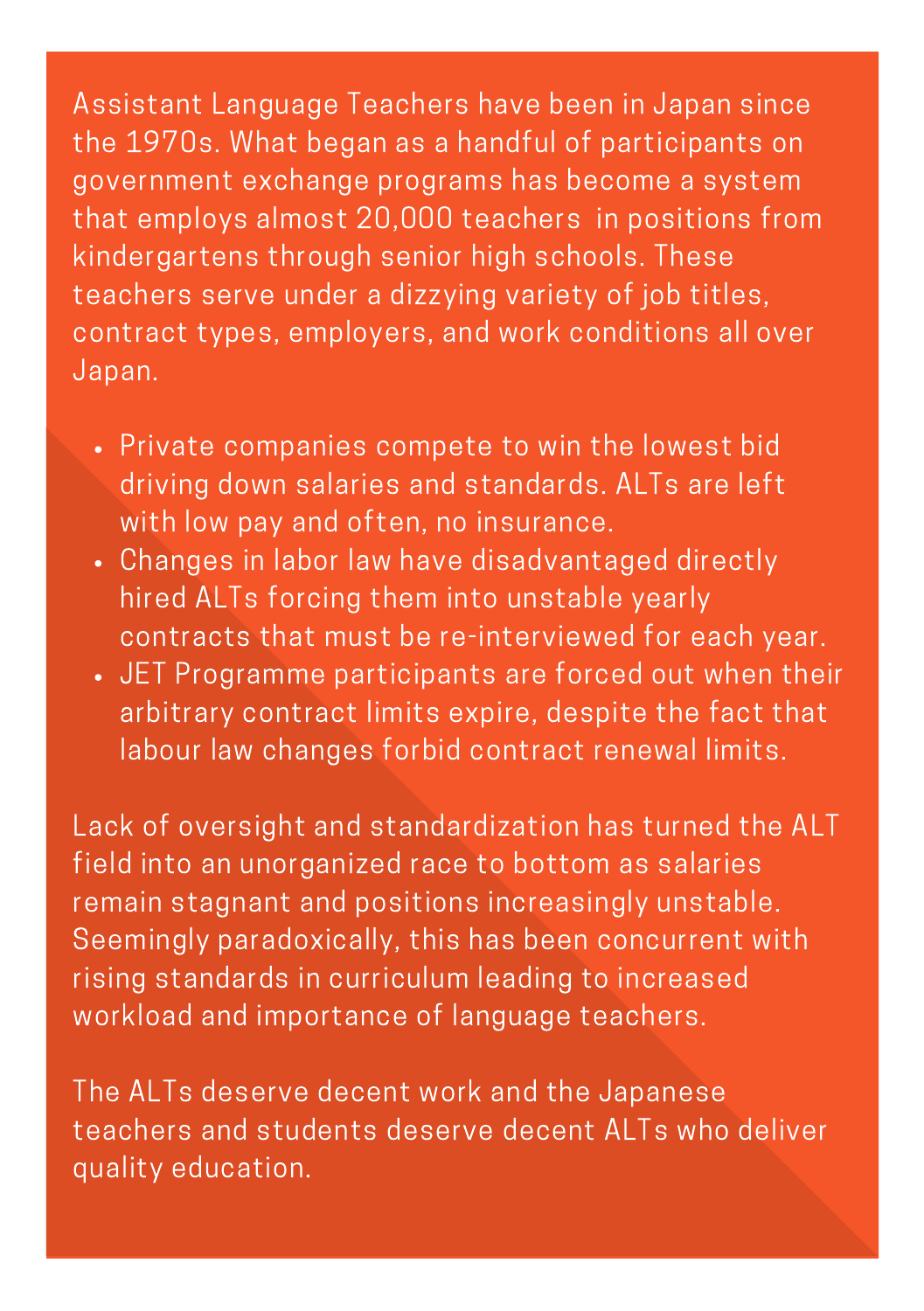Assistant Language Teachers have been in Japan since the 1970s. What began as a handful of participants on government exchange programs has become a system that employs almost 20,000 teachers  in positions from kindergartens through senior high schools. These teachers serve under a dizzying variety of job titles, contract types, employers, and work conditions all over Japan.

- Private companies compete to win the lowest bid driving down salaries and standards. ALTs are left with low pay and often, no insurance.
- Changes in labor law have disadvantaged directly hired ALTs forcing them into unstable yearly contracts that must be re-interviewed for each year.
- JET Programme participants are forced out when their arbitrary contract limits expire, despite the fact that labour law changes forbid contract renewal limits.

Lack of oversight and standardization has turned the ALT field into an unorganized race to bottom as salaries remain stagnant and positions increasingly unstable. Seemingly paradoxically, this has been concurrent with rising standards in curriculum leading to increased workload and importance of language teachers.

The ALTs deserve decent work and the Japanese teachers and students deserve decent ALTs who deliver quality education.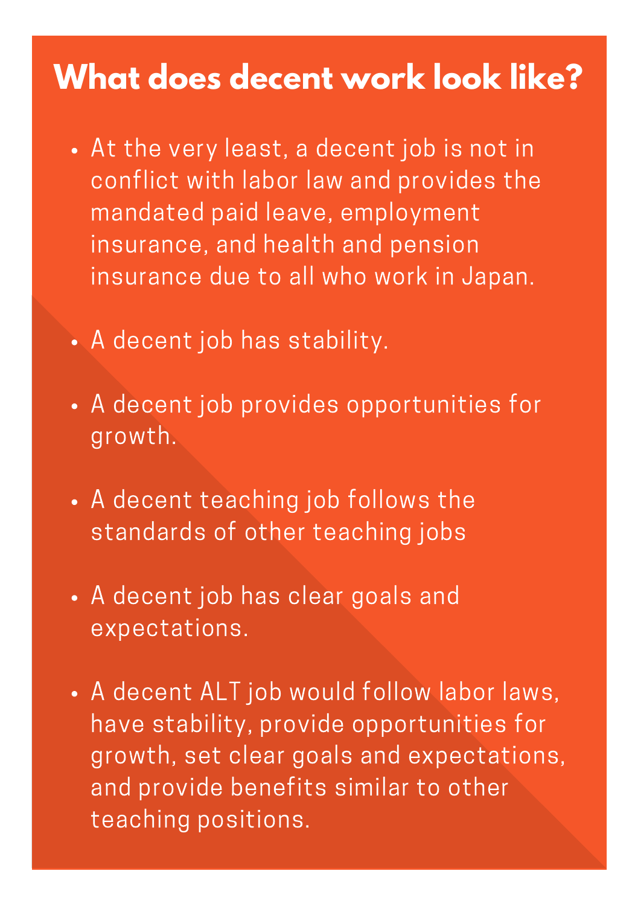# What does decent work look like?

- At the very least, a decent job is not in conflict with labor law and provides the mandated paid leave, employment insurance, and health and pension insurance due to all who work in Japan.
- A decent job has stability.
- A decent job provides opportunities for growth.
- A decent teaching job follows the standards of other teaching jobs
- A decent job has clear goals and expectations.
- A decent ALT job would follow labor laws, have stability, provide opportunities for growth, set clear goals and expectations, and provide benefits similar to other teaching positions.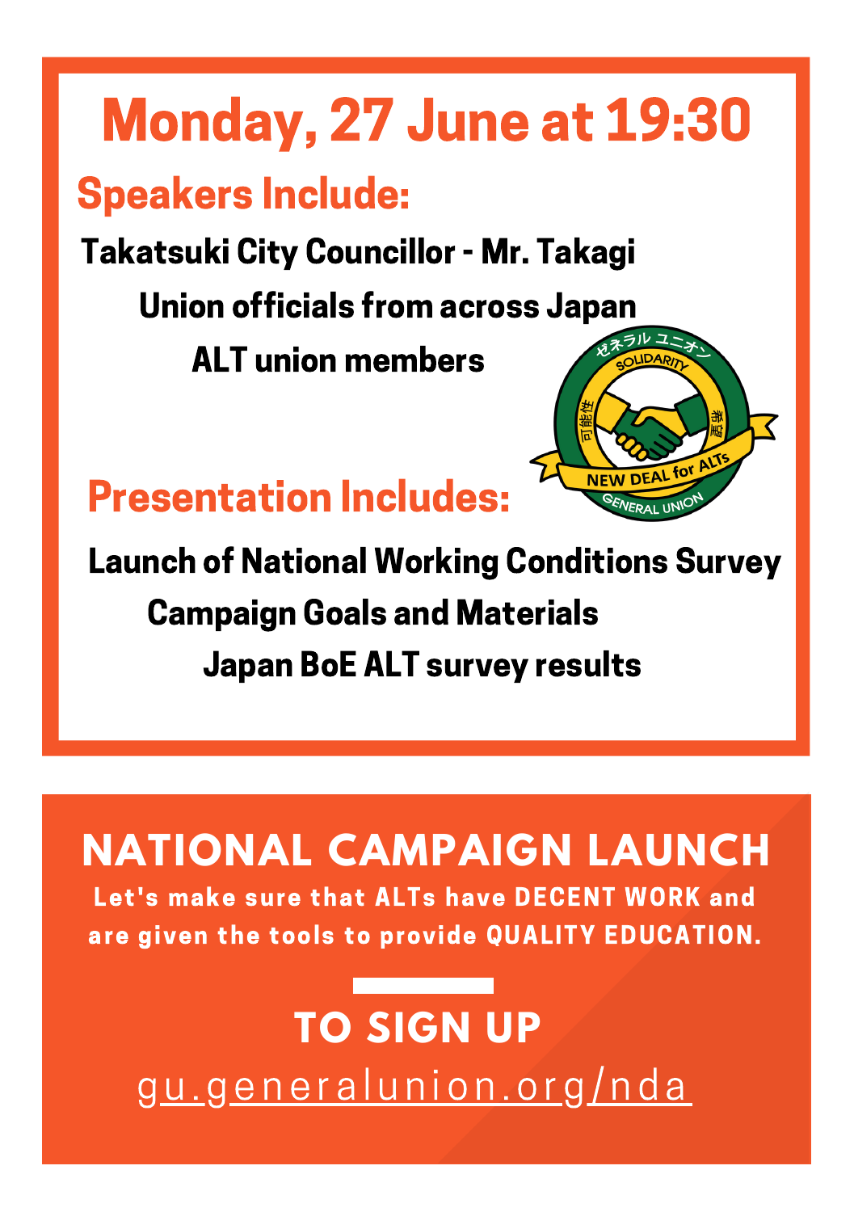# Monday, 27 June at 19:30

## Speakers Include:

**Takatsuki City Councillor - Mr. Takagi**

**Union officials from across Japan**

**ALT union members**

## Presentation Includes:

**Launch of National Working Conditions Survey**

**Campaign Goals and Materials**

**Japan BoE ALT survey results**

# NATIONAL CAMPAIGN LAUNCH

**Let's make sure that ALTs have DECENT WORK and are given the tools to provide QUALITY EDUCATION.**

## TO SIGN UP

gu.generalunion.org/nda